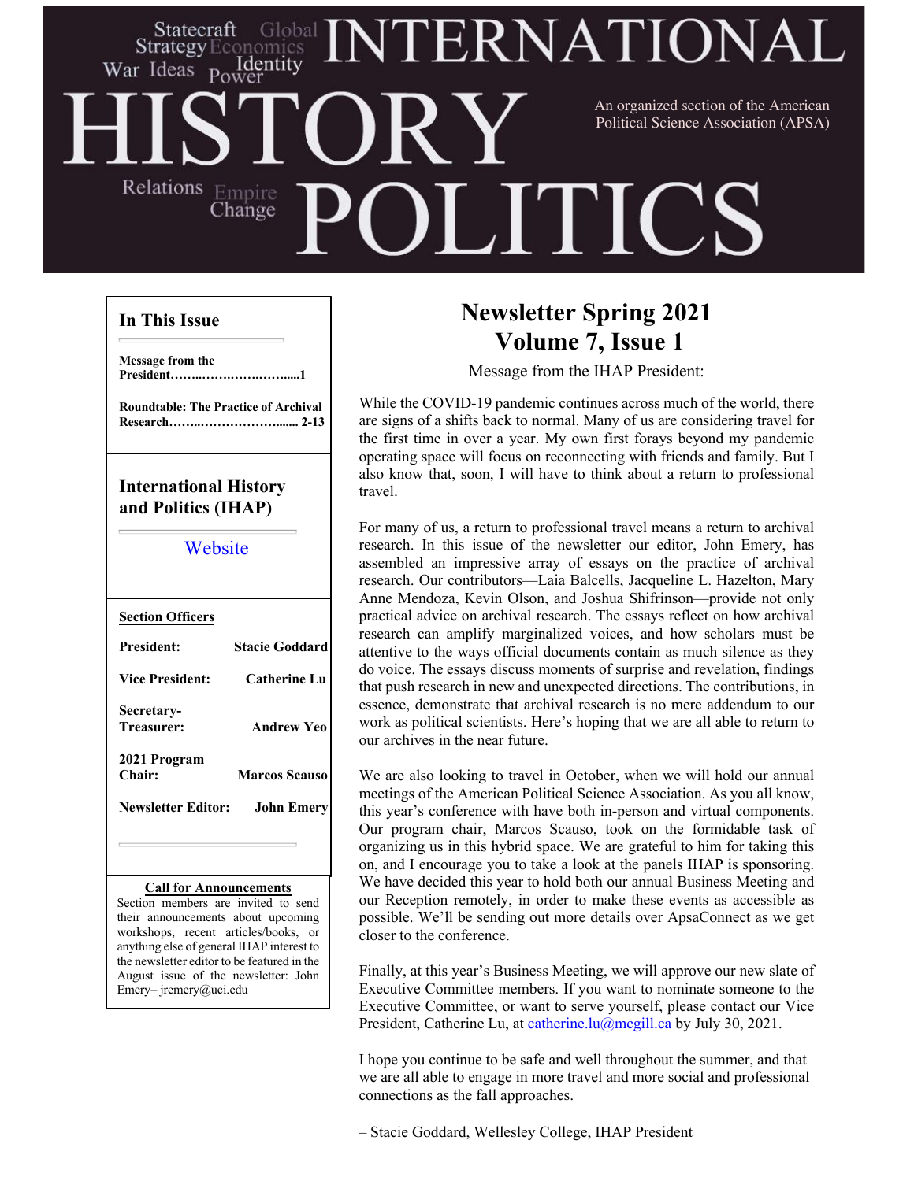# INTERNATIONAL HISTORY POLITICS

Statecraft Global Strategy Economics War Ideas Power Identity Relations Empire Change

An organized section of the American Political Science Association (APSA)

## Newsletter Spring 2021
## Volume 7, Issue 1

Message from the IHAP President:

While the COVID-19 pandemic continues across much of the world, there are signs of a shifts back to normal. Many of us are considering travel for the first time in over a year. My own first forays beyond my pandemic operating space will focus on reconnecting with friends and family. But I also know that, soon, I will have to think about a return to professional travel.

For many of us, a return to professional travel means a return to archival research. In this issue of the newsletter our editor, John Emery, has assembled an impressive array of essays on the practice of archival research. Our contributors—Laia Balcells, Jacqueline L. Hazelton, Mary Anne Mendoza, Kevin Olson, and Joshua Shifrinson—provide not only practical advice on archival research. The essays reflect on how archival research can amplify marginalized voices, and how scholars must be attentive to the ways official documents contain as much silence as they do voice. The essays discuss moments of surprise and revelation, findings that push research in new and unexpected directions. The contributions, in essence, demonstrate that archival research is no mere addendum to our work as political scientists. Here's hoping that we are all able to return to our archives in the near future.

We are also looking to travel in October, when we will hold our annual meetings of the American Political Science Association. As you all know, this year's conference with have both in-person and virtual components. Our program chair, Marcos Scauso, took on the formidable task of organizing us in this hybrid space. We are grateful to him for taking this on, and I encourage you to take a look at the panels IHAP is sponsoring. We have decided this year to hold both our annual Business Meeting and our Reception remotely, in order to make these events as accessible as possible. We'll be sending out more details over ApsaConnect as we get closer to the conference.

Finally, at this year's Business Meeting, we will approve our new slate of Executive Committee members. If you want to nominate someone to the Executive Committee, or want to serve yourself, please contact our Vice President, Catherine Lu, at catherine.lu@mcgill.ca by July 30, 2021.

I hope you continue to be safe and well throughout the summer, and that we are all able to engage in more travel and more social and professional connections as the fall approaches.

– Stacie Goddard, Wellesley College, IHAP President

### In This Issue

**Message from the President……..…….…….……......1**

**Roundtable: The Practice of Archival Research……..……………….…...... 2-13**

### International History and Politics (IHAP)

Website

**Section Officers**

| | |
|---|---|
| **President:** | **Stacie Goddard** |
| **Vice President:** | **Catherine Lu** |
| **Secretary-Treasurer:** | **Andrew Yeo** |
| **2021 Program Chair:** | **Marcos Scauso** |
| **Newsletter Editor:** | **John Emery** |

**Call for Announcements**

Section members are invited to send their announcements about upcoming workshops, recent articles/books, or anything else of general IHAP interest to the newsletter editor to be featured in the August issue of the newsletter: John Emery– jremery@uci.edu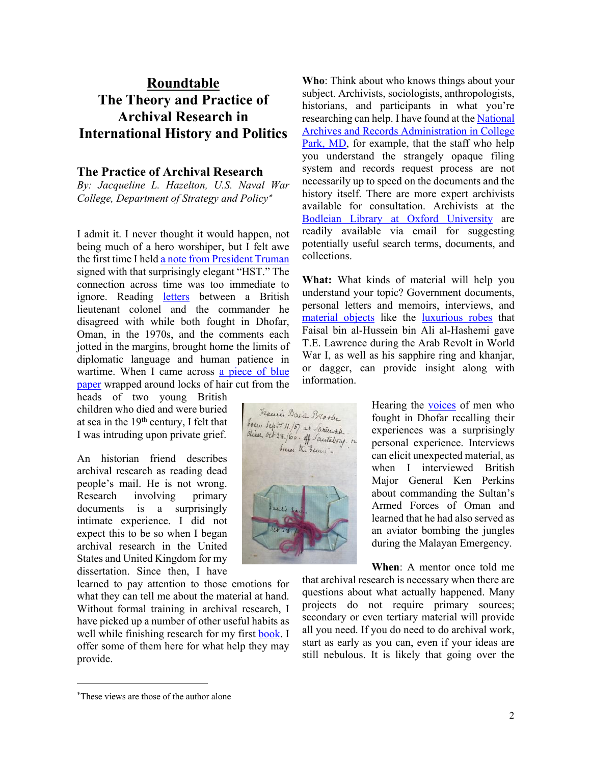# Roundtable

# The Theory and Practice of Archival Research in International History and Politics

## The Practice of Archival Research

*By: Jacqueline L. Hazelton, U.S. Naval War College, Department of Strategy and Policy**

I admit it. I never thought it would happen, not being much of a hero worshiper, but I felt awe the first time I held a note from President Truman signed with that surprisingly elegant "HST." The connection across time was too immediate to ignore. Reading letters between a British lieutenant colonel and the commander he disagreed with while both fought in Dhofar, Oman, in the 1970s, and the comments each jotted in the margins, brought home the limits of diplomatic language and human patience in wartime. When I came across a piece of blue paper wrapped around locks of hair cut from the heads of two young British children who died and were buried at sea in the 19th century, I felt that I was intruding upon private grief.

An historian friend describes archival research as reading dead people's mail. He is not wrong. Research involving primary documents is a surprisingly intimate experience. I did not expect this to be so when I began archival research in the United States and United Kingdom for my dissertation. Since then, I have learned to pay attention to those emotions for what they can tell me about the material at hand. Without formal training in archival research, I have picked up a number of other useful habits as well while finishing research for my first book. I offer some of them here for what help they may provide.

**Who**: Think about who knows things about your subject. Archivists, sociologists, anthropologists, historians, and participants in what you're researching can help. I have found at the National Archives and Records Administration in College Park, MD, for example, that the staff who help you understand the strangely opaque filing system and records request process are not necessarily up to speed on the documents and the history itself. There are more expert archivists available for consultation. Archivists at the Bodleian Library at Oxford University are readily available via email for suggesting potentially useful search terms, documents, and collections.

**What:** What kinds of material will help you understand your topic? Government documents, personal letters and memoirs, interviews, and material objects like the luxurious robes that Faisal bin al-Hussein bin Ali al-Hashemi gave T.E. Lawrence during the Arab Revolt in World War I, as well as his sapphire ring and khanjar, or dagger, can provide insight along with information.

Hearing the voices of men who fought in Dhofar recalling their experiences was a surprisingly personal experience. Interviews can elicit unexpected material, as when I interviewed British Major General Ken Perkins about commanding the Sultan's Armed Forces of Oman and learned that he had also served as an aviator bombing the jungles during the Malayan Emergency.

**When**: A mentor once told me that archival research is necessary when there are questions about what actually happened. Many projects do not require primary sources; secondary or even tertiary material will provide all you need. If you do need to do archival work, start as early as you can, even if your ideas are still nebulous. It is likely that going over the

*These views are those of the author alone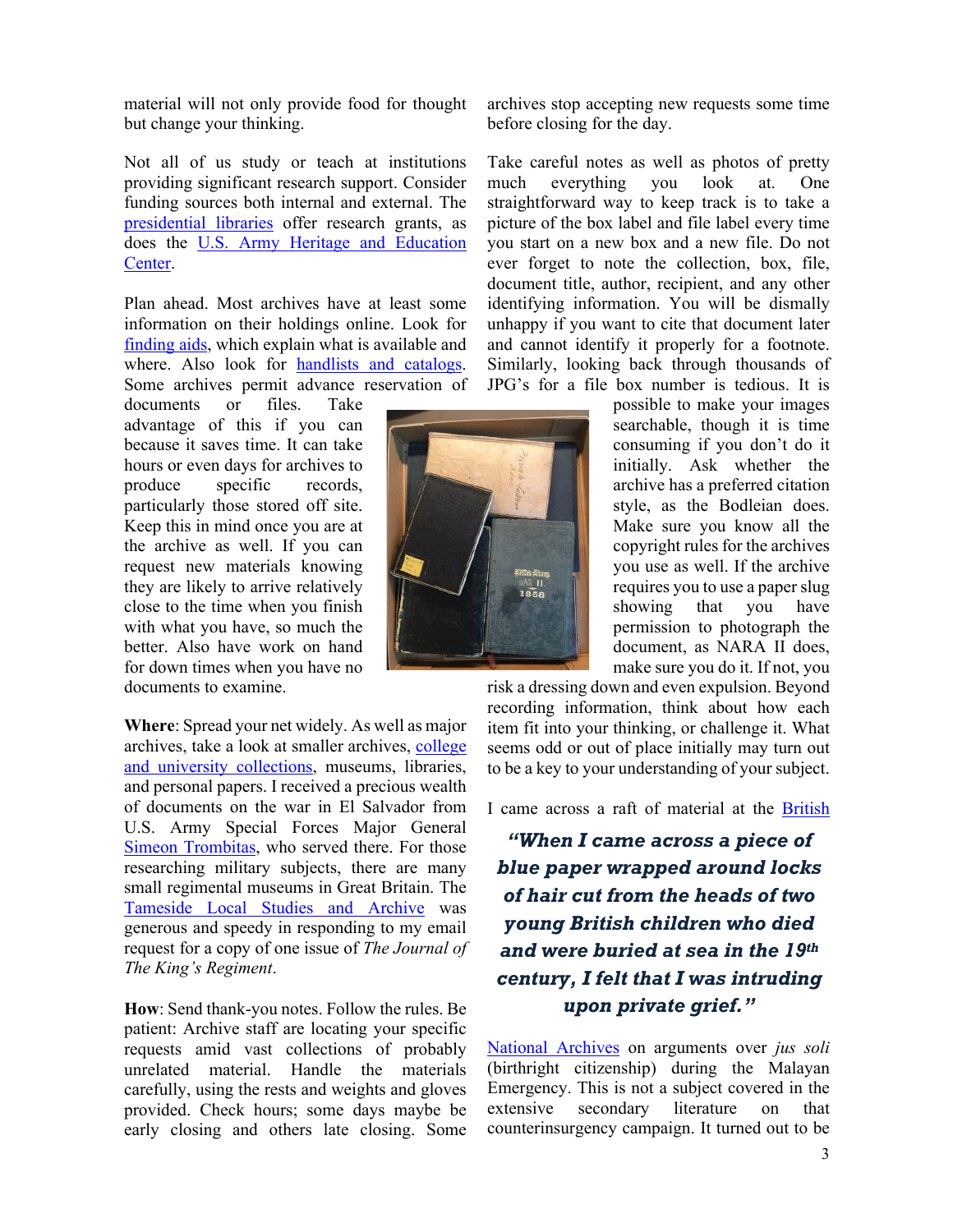material will not only provide food for thought but change your thinking.

Not all of us study or teach at institutions providing significant research support. Consider funding sources both internal and external. The presidential libraries offer research grants, as does the U.S. Army Heritage and Education Center.

Plan ahead. Most archives have at least some information on their holdings online. Look for finding aids, which explain what is available and where. Also look for handlists and catalogs. Some archives permit advance reservation of documents or files. Take advantage of this if you can because it saves time. It can take hours or even days for archives to produce specific records, particularly those stored off site. Keep this in mind once you are at the archive as well. If you can request new materials knowing they are likely to arrive relatively close to the time when you finish with what you have, so much the better. Also have work on hand for down times when you have no documents to examine.

**Where**: Spread your net widely. As well as major archives, take a look at smaller archives, college and university collections, museums, libraries, and personal papers. I received a precious wealth of documents on the war in El Salvador from U.S. Army Special Forces Major General Simeon Trombitas, who served there. For those researching military subjects, there are many small regimental museums in Great Britain. The Tameside Local Studies and Archive was generous and speedy in responding to my email request for a copy of one issue of *The Journal of The King's Regiment*.

**How**: Send thank-you notes. Follow the rules. Be patient: Archive staff are locating your specific requests amid vast collections of probably unrelated material. Handle the materials carefully, using the rests and weights and gloves provided. Check hours; some days maybe be early closing and others late closing. Some archives stop accepting new requests some time before closing for the day.

Take careful notes as well as photos of pretty much everything you look at. One straightforward way to keep track is to take a picture of the box label and file label every time you start on a new box and a new file. Do not ever forget to note the collection, box, file, document title, author, recipient, and any other identifying information. You will be dismally unhappy if you want to cite that document later and cannot identify it properly for a footnote. Similarly, looking back through thousands of JPG's for a file box number is tedious. It is possible to make your images searchable, though it is time consuming if you don't do it initially. Ask whether the archive has a preferred citation style, as the Bodleian does. Make sure you know all the copyright rules for the archives you use as well. If the archive requires you to use a paper slug showing that you have permission to photograph the document, as NARA II does, make sure you do it. If not, you risk a dressing down and even expulsion. Beyond recording information, think about how each item fit into your thinking, or challenge it. What seems odd or out of place initially may turn out to be a key to your understanding of your subject.

I came across a raft of material at the British National Archives on arguments over *jus soli* (birthright citizenship) during the Malayan Emergency. This is not a subject covered in the extensive secondary literature on that counterinsurgency campaign. It turned out to be

> ***"When I came across a piece of blue paper wrapped around locks of hair cut from the heads of two young British children who died and were buried at sea in the 19th century, I felt that I was intruding upon private grief."***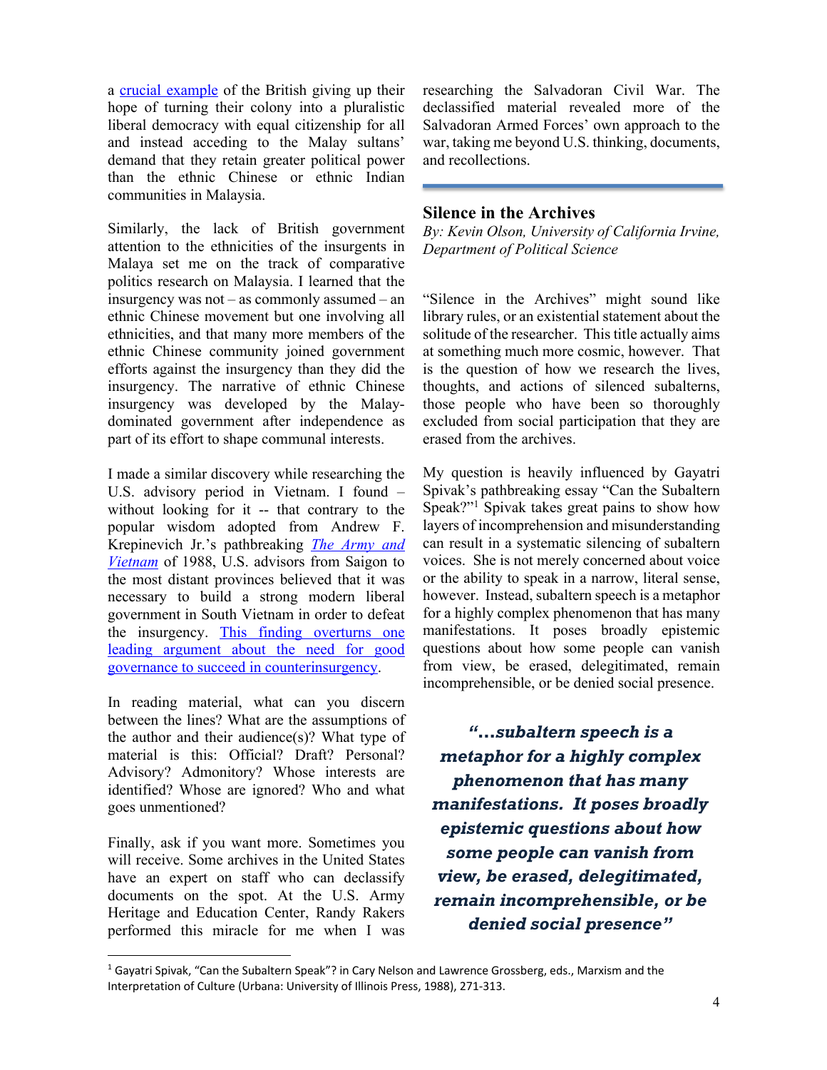a crucial example of the British giving up their hope of turning their colony into a pluralistic liberal democracy with equal citizenship for all and instead acceding to the Malay sultans' demand that they retain greater political power than the ethnic Chinese or ethnic Indian communities in Malaysia.

Similarly, the lack of British government attention to the ethnicities of the insurgents in Malaya set me on the track of comparative politics research on Malaysia. I learned that the insurgency was not – as commonly assumed – an ethnic Chinese movement but one involving all ethnicities, and that many more members of the ethnic Chinese community joined government efforts against the insurgency than they did the insurgency. The narrative of ethnic Chinese insurgency was developed by the Malay-dominated government after independence as part of its effort to shape communal interests.

I made a similar discovery while researching the U.S. advisory period in Vietnam. I found – without looking for it -- that contrary to the popular wisdom adopted from Andrew F. Krepinevich Jr.'s pathbreaking *The Army and Vietnam* of 1988, U.S. advisors from Saigon to the most distant provinces believed that it was necessary to build a strong modern liberal government in South Vietnam in order to defeat the insurgency. This finding overturns one leading argument about the need for good governance to succeed in counterinsurgency.

In reading material, what can you discern between the lines? What are the assumptions of the author and their audience(s)? What type of material is this: Official? Draft? Personal? Advisory? Admonitory? Whose interests are identified? Whose are ignored? Who and what goes unmentioned?

Finally, ask if you want more. Sometimes you will receive. Some archives in the United States have an expert on staff who can declassify documents on the spot. At the U.S. Army Heritage and Education Center, Randy Rakers performed this miracle for me when I was researching the Salvadoran Civil War. The declassified material revealed more of the Salvadoran Armed Forces' own approach to the war, taking me beyond U.S. thinking, documents, and recollections.

## Silence in the Archives

*By: Kevin Olson, University of California Irvine, Department of Political Science*

"Silence in the Archives" might sound like library rules, or an existential statement about the solitude of the researcher. This title actually aims at something much more cosmic, however. That is the question of how we research the lives, thoughts, and actions of silenced subalterns, those people who have been so thoroughly excluded from social participation that they are erased from the archives.

My question is heavily influenced by Gayatri Spivak's pathbreaking essay "Can the Subaltern Speak?"[1] Spivak takes great pains to show how layers of incomprehension and misunderstanding can result in a systematic silencing of subaltern voices. She is not merely concerned about voice or the ability to speak in a narrow, literal sense, however. Instead, subaltern speech is a metaphor for a highly complex phenomenon that has many manifestations. It poses broadly epistemic questions about how some people can vanish from view, be erased, delegitimated, remain incomprehensible, or be denied social presence.

***"…subaltern speech is a metaphor for a highly complex phenomenon that has many manifestations. It poses broadly epistemic questions about how some people can vanish from view, be erased, delegitimated, remain incomprehensible, or be denied social presence"***

[1] Gayatri Spivak, "Can the Subaltern Speak"? in Cary Nelson and Lawrence Grossberg, eds., Marxism and the Interpretation of Culture (Urbana: University of Illinois Press, 1988), 271-313.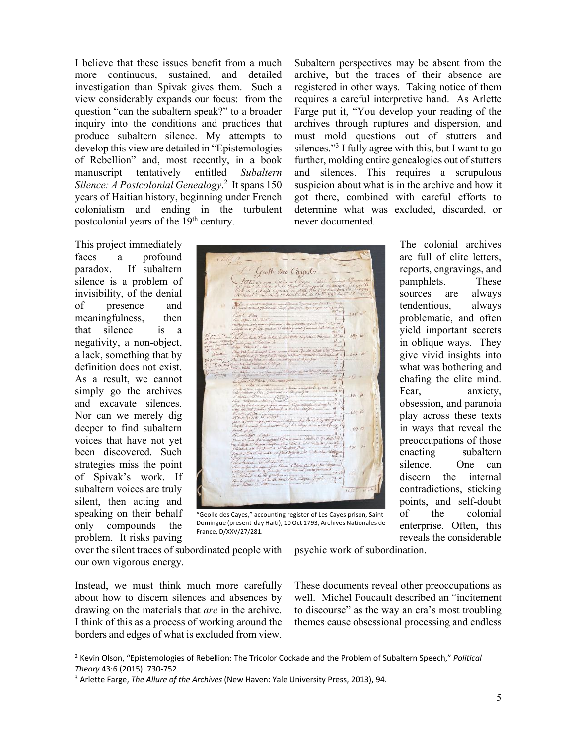I believe that these issues benefit from a much more continuous, sustained, and detailed investigation than Spivak gives them. Such a view considerably expands our focus: from the question "can the subaltern speak?" to a broader inquiry into the conditions and practices that produce subaltern silence. My attempts to develop this view are detailed in "Epistemologies of Rebellion" and, most recently, in a book manuscript tentatively entitled *Subaltern Silence: A Postcolonial Genealogy*.[2] It spans 150 years of Haitian history, beginning under French colonialism and ending in the turbulent postcolonial years of the 19th century.

Subaltern perspectives may be absent from the archive, but the traces of their absence are registered in other ways. Taking notice of them requires a careful interpretive hand. As Arlette Farge put it, "You develop your reading of the archives through ruptures and dispersion, and must mold questions out of stutters and silences."[3] I fully agree with this, but I want to go further, molding entire genealogies out of stutters and silences. This requires a scrupulous suspicion about what is in the archive and how it got there, combined with careful efforts to determine what was excluded, discarded, or never documented.

This project immediately faces a profound paradox. If subaltern silence is a problem of invisibility, of the denial of presence and meaningfulness, then that silence is a negativity, a non-object, a lack, something that by definition does not exist. As a result, we cannot simply go the archives and excavate silences. Nor can we merely dig deeper to find subaltern voices that have not yet been discovered. Such strategies miss the point of Spivak's work. If subaltern voices are truly silent, then acting and speaking on their behalf only compounds the problem. It risks paving over the silent traces of subordinated people with our own vigorous energy.

"Geolle des Cayes," accounting register of Les Cayes prison, Saint-Domingue (present-day Haiti), 10 Oct 1793, Archives Nationales de France, D/XXV/27/281.

The colonial archives are full of elite letters, reports, engravings, and pamphlets. These sources are always tendentious, always problematic, and often yield important secrets in oblique ways. They give vivid insights into what was bothering and chafing the elite mind. Fear, anxiety, obsession, and paranoia play across these texts in ways that reveal the preoccupations of those enacting subaltern silence. One can discern the internal contradictions, sticking points, and self-doubt of the colonial enterprise. Often, this reveals the considerable psychic work of subordination.

Instead, we must think much more carefully about how to discern silences and absences by drawing on the materials that *are* in the archive. I think of this as a process of working around the borders and edges of what is excluded from view.

These documents reveal other preoccupations as well. Michel Foucault described an "incitement to discourse" as the way an era's most troubling themes cause obsessional processing and endless

---

[2] Kevin Olson, "Epistemologies of Rebellion: The Tricolor Cockade and the Problem of Subaltern Speech," *Political Theory* 43:6 (2015): 730-752.

[3] Arlette Farge, *The Allure of the Archives* (New Haven: Yale University Press, 2013), 94.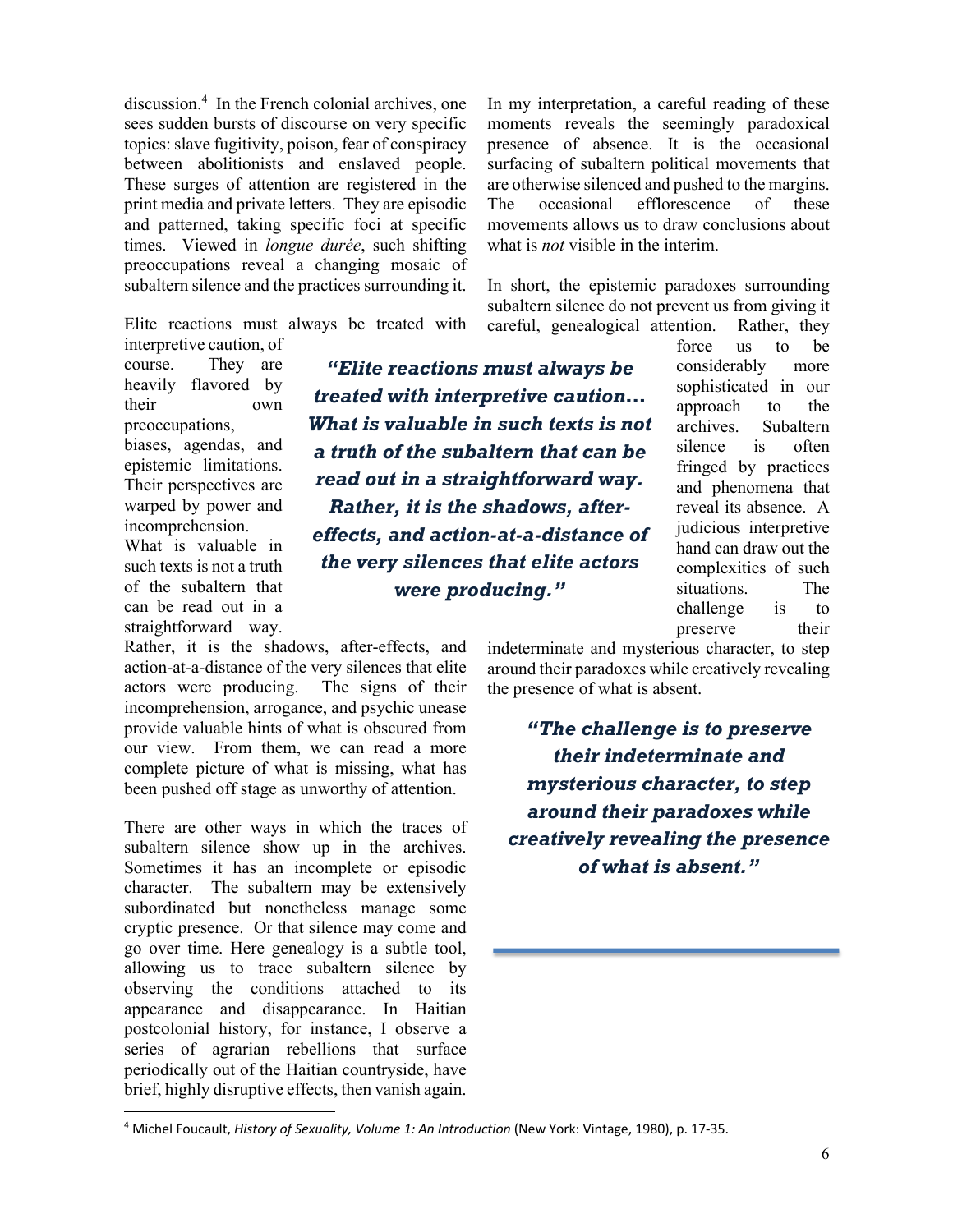discussion.[4] In the French colonial archives, one sees sudden bursts of discourse on very specific topics: slave fugitivity, poison, fear of conspiracy between abolitionists and enslaved people. These surges of attention are registered in the print media and private letters. They are episodic and patterned, taking specific foci at specific times. Viewed in *longue durée*, such shifting preoccupations reveal a changing mosaic of subaltern silence and the practices surrounding it.

Elite reactions must always be treated with interpretive caution, of course. They are heavily flavored by their own preoccupations, biases, agendas, and epistemic limitations. Their perspectives are warped by power and incomprehension. What is valuable in such texts is not a truth of the subaltern that can be read out in a straightforward way. Rather, it is the shadows, after-effects, and action-at-a-distance of the very silences that elite actors were producing. The signs of their incomprehension, arrogance, and psychic unease provide valuable hints of what is obscured from our view. From them, we can read a more complete picture of what is missing, what has been pushed off stage as unworthy of attention.

> ***"Elite reactions must always be treated with interpretive caution… What is valuable in such texts is not a truth of the subaltern that can be read out in a straightforward way. Rather, it is the shadows, after-effects, and action-at-a-distance of the very silences that elite actors were producing."***

There are other ways in which the traces of subaltern silence show up in the archives. Sometimes it has an incomplete or episodic character. The subaltern may be extensively subordinated but nonetheless manage some cryptic presence. Or that silence may come and go over time. Here genealogy is a subtle tool, allowing us to trace subaltern silence by observing the conditions attached to its appearance and disappearance. In Haitian postcolonial history, for instance, I observe a series of agrarian rebellions that surface periodically out of the Haitian countryside, have brief, highly disruptive effects, then vanish again. In my interpretation, a careful reading of these moments reveals the seemingly paradoxical presence of absence. It is the occasional surfacing of subaltern political movements that are otherwise silenced and pushed to the margins. The occasional efflorescence of these movements allows us to draw conclusions about what is *not* visible in the interim.

In short, the epistemic paradoxes surrounding subaltern silence do not prevent us from giving it careful, genealogical attention. Rather, they force us to be considerably more sophisticated in our approach to the archives. Subaltern silence is often fringed by practices and phenomena that reveal its absence. A judicious interpretive hand can draw out the complexities of such situations. The challenge is to preserve their indeterminate and mysterious character, to step around their paradoxes while creatively revealing the presence of what is absent.

> ***"The challenge is to preserve their indeterminate and mysterious character, to step around their paradoxes while creatively revealing the presence of what is absent."***

---

[4] Michel Foucault, *History of Sexuality, Volume 1: An Introduction* (New York: Vintage, 1980), p. 17-35.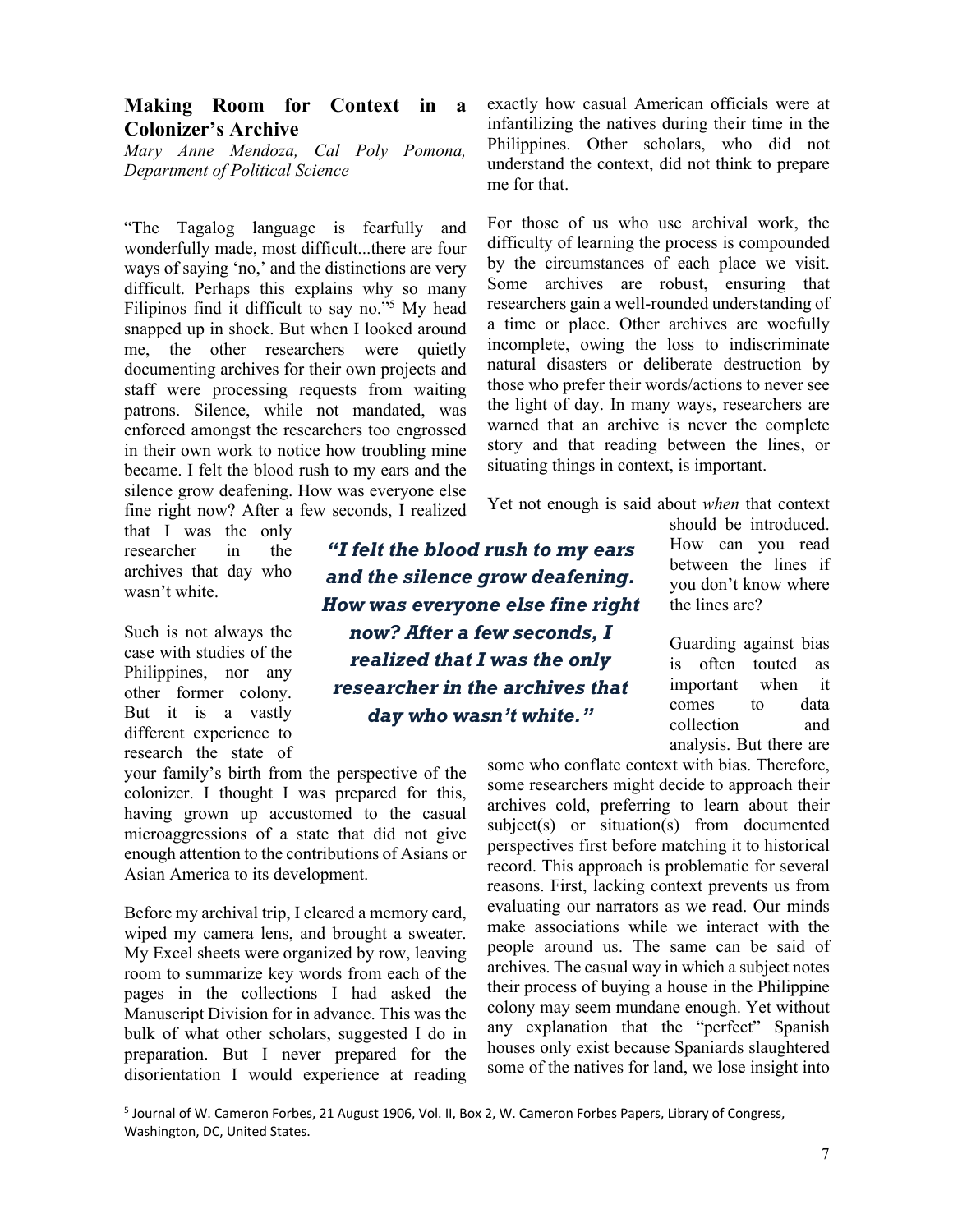## Making Room for Context in a Colonizer's Archive

*Mary Anne Mendoza, Cal Poly Pomona, Department of Political Science*

"The Tagalog language is fearfully and wonderfully made, most difficult...there are four ways of saying 'no,' and the distinctions are very difficult. Perhaps this explains why so many Filipinos find it difficult to say no."[5] My head snapped up in shock. But when I looked around me, the other researchers were quietly documenting archives for their own projects and staff were processing requests from waiting patrons. Silence, while not mandated, was enforced amongst the researchers too engrossed in their own work to notice how troubling mine became. I felt the blood rush to my ears and the silence grow deafening. How was everyone else fine right now? After a few seconds, I realized that I was the only researcher in the archives that day who wasn't white.

> ***"I felt the blood rush to my ears and the silence grow deafening. How was everyone else fine right now? After a few seconds, I realized that I was the only researcher in the archives that day who wasn't white."***

Such is not always the case with studies of the Philippines, nor any other former colony. But it is a vastly different experience to research the state of your family's birth from the perspective of the colonizer. I thought I was prepared for this, having grown up accustomed to the casual microaggressions of a state that did not give enough attention to the contributions of Asians or Asian America to its development.

Before my archival trip, I cleared a memory card, wiped my camera lens, and brought a sweater. My Excel sheets were organized by row, leaving room to summarize key words from each of the pages in the collections I had asked the Manuscript Division for in advance. This was the bulk of what other scholars, suggested I do in preparation. But I never prepared for the disorientation I would experience at reading exactly how casual American officials were at infantilizing the natives during their time in the Philippines. Other scholars, who did not understand the context, did not think to prepare me for that.

For those of us who use archival work, the difficulty of learning the process is compounded by the circumstances of each place we visit. Some archives are robust, ensuring that researchers gain a well-rounded understanding of a time or place. Other archives are woefully incomplete, owing the loss to indiscriminate natural disasters or deliberate destruction by those who prefer their words/actions to never see the light of day. In many ways, researchers are warned that an archive is never the complete story and that reading between the lines, or situating things in context, is important.

Yet not enough is said about *when* that context should be introduced. How can you read between the lines if you don't know where the lines are?

Guarding against bias is often touted as important when it comes to data collection and analysis. But there are some who conflate context with bias. Therefore, some researchers might decide to approach their archives cold, preferring to learn about their subject(s) or situation(s) from documented perspectives first before matching it to historical record. This approach is problematic for several reasons. First, lacking context prevents us from evaluating our narrators as we read. Our minds make associations while we interact with the people around us. The same can be said of archives. The casual way in which a subject notes their process of buying a house in the Philippine colony may seem mundane enough. Yet without any explanation that the "perfect" Spanish houses only exist because Spaniards slaughtered some of the natives for land, we lose insight into

---

[5] Journal of W. Cameron Forbes, 21 August 1906, Vol. II, Box 2, W. Cameron Forbes Papers, Library of Congress, Washington, DC, United States.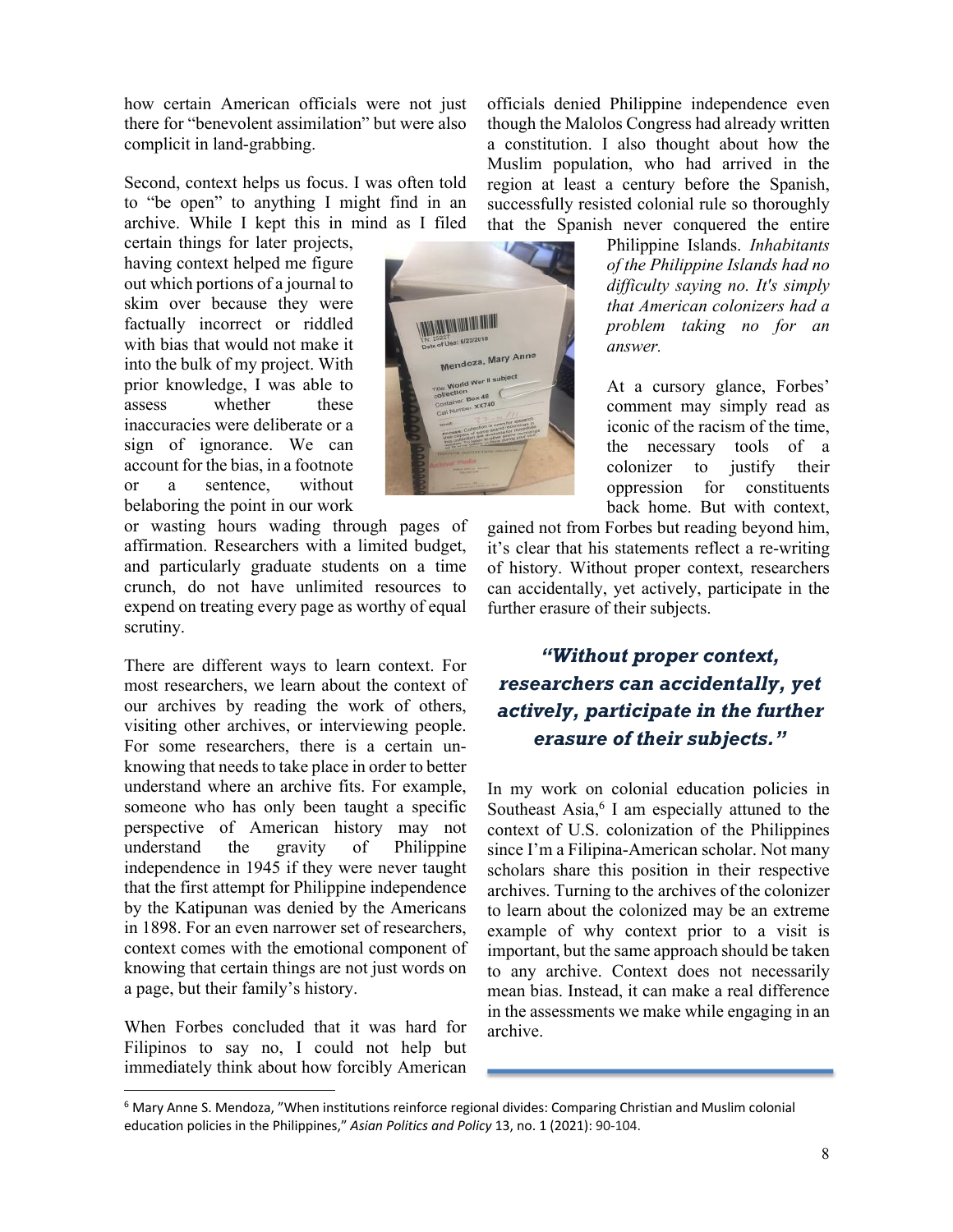how certain American officials were not just there for "benevolent assimilation" but were also complicit in land-grabbing.

Second, context helps us focus. I was often told to "be open" to anything I might find in an archive. While I kept this in mind as I filed certain things for later projects, having context helped me figure out which portions of a journal to skim over because they were factually incorrect or riddled with bias that would not make it into the bulk of my project. With prior knowledge, I was able to assess whether these inaccuracies were deliberate or a sign of ignorance. We can account for the bias, in a footnote or a sentence, without belaboring the point in our work or wasting hours wading through pages of affirmation. Researchers with a limited budget, and particularly graduate students on a time crunch, do not have unlimited resources to expend on treating every page as worthy of equal scrutiny.

There are different ways to learn context. For most researchers, we learn about the context of our archives by reading the work of others, visiting other archives, or interviewing people. For some researchers, there is a certain un-knowing that needs to take place in order to better understand where an archive fits. For example, someone who has only been taught a specific perspective of American history may not understand the gravity of Philippine independence in 1945 if they were never taught that the first attempt for Philippine independence by the Katipunan was denied by the Americans in 1898. For an even narrower set of researchers, context comes with the emotional component of knowing that certain things are not just words on a page, but their family's history.

When Forbes concluded that it was hard for Filipinos to say no, I could not help but immediately think about how forcibly American officials denied Philippine independence even though the Malolos Congress had already written a constitution. I also thought about how the Muslim population, who had arrived in the region at least a century before the Spanish, successfully resisted colonial rule so thoroughly that the Spanish never conquered the entire Philippine Islands. *Inhabitants of the Philippine Islands had no difficulty saying no. It's simply that American colonizers had a problem taking no for an answer.*

At a cursory glance, Forbes' comment may simply read as iconic of the racism of the time, the necessary tools of a colonizer to justify their oppression for constituents back home. But with context, gained not from Forbes but reading beyond him, it's clear that his statements reflect a re-writing of history. Without proper context, researchers can accidentally, yet actively, participate in the further erasure of their subjects.

> ***"Without proper context, researchers can accidentally, yet actively, participate in the further erasure of their subjects."***

In my work on colonial education policies in Southeast Asia,[6] I am especially attuned to the context of U.S. colonization of the Philippines since I'm a Filipina-American scholar. Not many scholars share this position in their respective archives. Turning to the archives of the colonizer to learn about the colonized may be an extreme example of why context prior to a visit is important, but the same approach should be taken to any archive. Context does not necessarily mean bias. Instead, it can make a real difference in the assessments we make while engaging in an archive.

---

[6] Mary Anne S. Mendoza, "When institutions reinforce regional divides: Comparing Christian and Muslim colonial education policies in the Philippines," *Asian Politics and Policy* 13, no. 1 (2021): 90-104.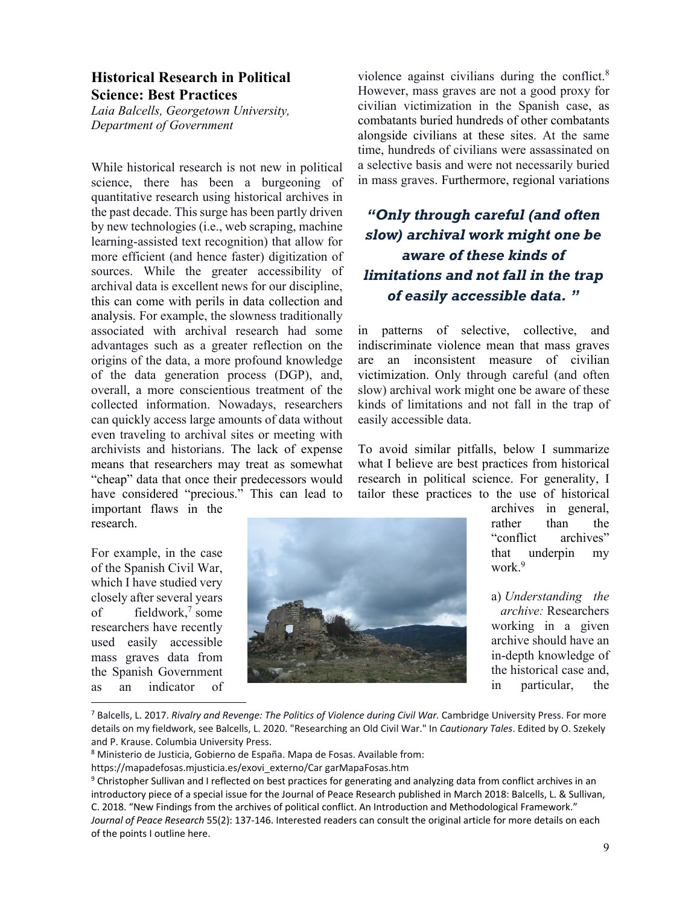## Historical Research in Political Science: Best Practices

*Laia Balcells, Georgetown University, Department of Government*

While historical research is not new in political science, there has been a burgeoning of quantitative research using historical archives in the past decade. This surge has been partly driven by new technologies (i.e., web scraping, machine learning-assisted text recognition) that allow for more efficient (and hence faster) digitization of sources. While the greater accessibility of archival data is excellent news for our discipline, this can come with perils in data collection and analysis. For example, the slowness traditionally associated with archival research had some advantages such as a greater reflection on the origins of the data, a more profound knowledge of the data generation process (DGP), and, overall, a more conscientious treatment of the collected information. Nowadays, researchers can quickly access large amounts of data without even traveling to archival sites or meeting with archivists and historians. The lack of expense means that researchers may treat as somewhat "cheap" data that once their predecessors would have considered "precious." This can lead to important flaws in the research.

For example, in the case of the Spanish Civil War, which I have studied very closely after several years of fieldwork,[7] some researchers have recently used easily accessible mass graves data from the Spanish Government as an indicator of violence against civilians during the conflict.[8] However, mass graves are not a good proxy for civilian victimization in the Spanish case, as combatants buried hundreds of other combatants alongside civilians at these sites. At the same time, hundreds of civilians were assassinated on a selective basis and were not necessarily buried in mass graves. Furthermore, regional variations in patterns of selective, collective, and indiscriminate violence mean that mass graves are an inconsistent measure of civilian victimization. Only through careful (and often slow) archival work might one be aware of these kinds of limitations and not fall in the trap of easily accessible data.

> ***"Only through careful (and often slow) archival work might one be aware of these kinds of limitations and not fall in the trap of easily accessible data. "***

To avoid similar pitfalls, below I summarize what I believe are best practices from historical research in political science. For generality, I tailor these practices to the use of historical archives in general, rather than the "conflict archives" that underpin my work.[9]

a) *Understanding the archive:* Researchers working in a given archive should have an in-depth knowledge of the historical case and, in particular, the

---

[7] Balcells, L. 2017. *Rivalry and Revenge: The Politics of Violence during Civil War.* Cambridge University Press. For more details on my fieldwork, see Balcells, L. 2020. "Researching an Old Civil War." In *Cautionary Tales*. Edited by O. Szekely and P. Krause. Columbia University Press.

[8] Ministerio de Justicia, Gobierno de España. Mapa de Fosas. Available from: https://mapadefosas.mjusticia.es/exovi_externo/Car garMapaFosas.htm

[9] Christopher Sullivan and I reflected on best practices for generating and analyzing data from conflict archives in an introductory piece of a special issue for the Journal of Peace Research published in March 2018: Balcells, L. & Sullivan, C. 2018. "New Findings from the archives of political conflict. An Introduction and Methodological Framework." *Journal of Peace Research* 55(2): 137-146. Interested readers can consult the original article for more details on each of the points I outline here.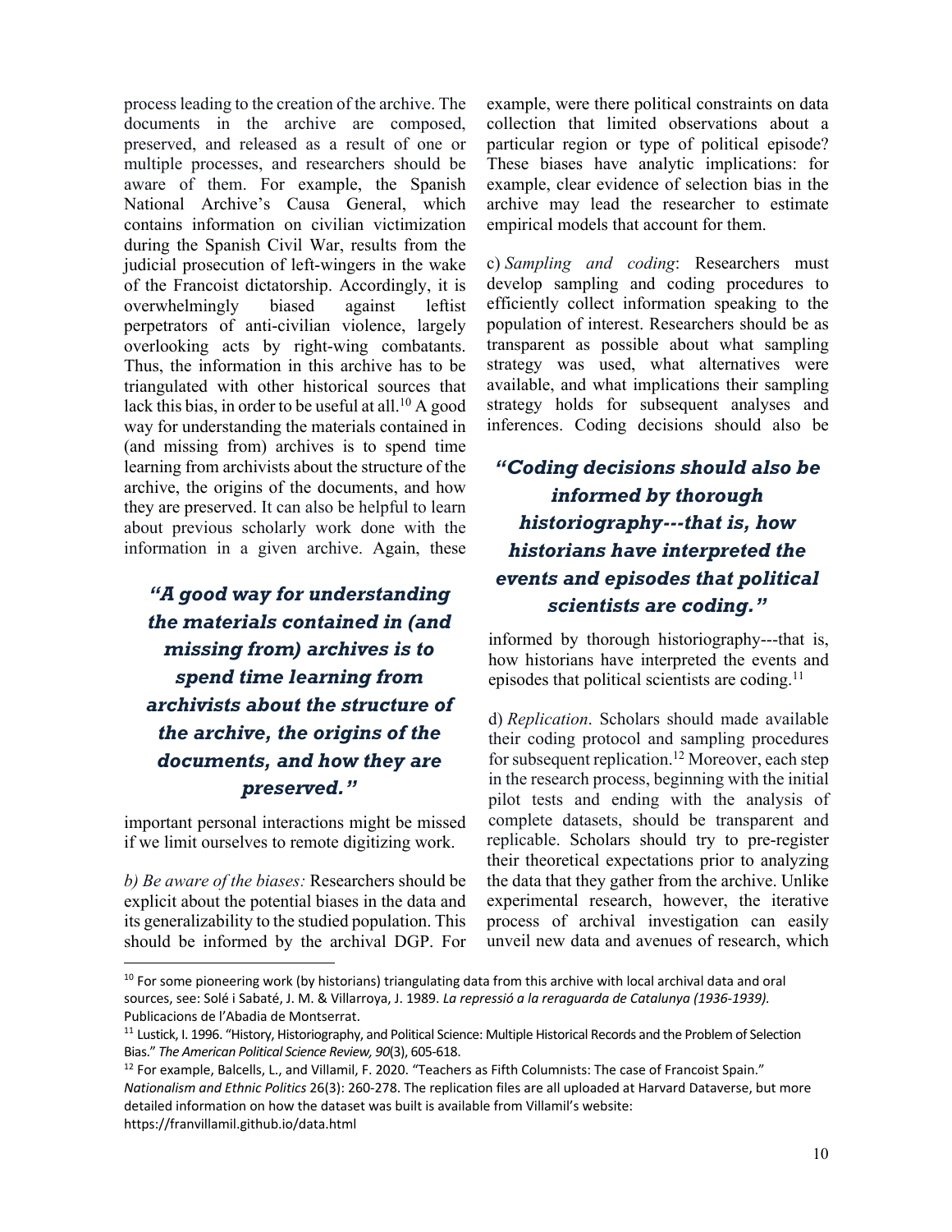process leading to the creation of the archive. The documents in the archive are composed, preserved, and released as a result of one or multiple processes, and researchers should be aware of them. For example, the Spanish National Archive's Causa General, which contains information on civilian victimization during the Spanish Civil War, results from the judicial prosecution of left-wingers in the wake of the Francoist dictatorship. Accordingly, it is overwhelmingly biased against leftist perpetrators of anti-civilian violence, largely overlooking acts by right-wing combatants. Thus, the information in this archive has to be triangulated with other historical sources that lack this bias, in order to be useful at all.[10] A good way for understanding the materials contained in (and missing from) archives is to spend time learning from archivists about the structure of the archive, the origins of the documents, and how they are preserved. It can also be helpful to learn about previous scholarly work done with the information in a given archive. Again, these important personal interactions might be missed if we limit ourselves to remote digitizing work.

> ***"A good way for understanding the materials contained in (and missing from) archives is to spend time learning from archivists about the structure of the archive, the origins of the documents, and how they are preserved."***

*b) Be aware of the biases:* Researchers should be explicit about the potential biases in the data and its generalizability to the studied population. This should be informed by the archival DGP. For example, were there political constraints on data collection that limited observations about a particular region or type of political episode? These biases have analytic implications: for example, clear evidence of selection bias in the archive may lead the researcher to estimate empirical models that account for them.

c) *Sampling and coding*: Researchers must develop sampling and coding procedures to efficiently collect information speaking to the population of interest. Researchers should be as transparent as possible about what sampling strategy was used, what alternatives were available, and what implications their sampling strategy holds for subsequent analyses and inferences. Coding decisions should also be informed by thorough historiography---that is, how historians have interpreted the events and episodes that political scientists are coding.[11]

> ***"Coding decisions should also be informed by thorough historiography---that is, how historians have interpreted the events and episodes that political scientists are coding."***

d) *Replication*. Scholars should made available their coding protocol and sampling procedures for subsequent replication.[12] Moreover, each step in the research process, beginning with the initial pilot tests and ending with the analysis of complete datasets, should be transparent and replicable. Scholars should try to pre-register their theoretical expectations prior to analyzing the data that they gather from the archive. Unlike experimental research, however, the iterative process of archival investigation can easily unveil new data and avenues of research, which

---

[10] For some pioneering work (by historians) triangulating data from this archive with local archival data and oral sources, see: Solé i Sabaté, J. M. & Villarroya, J. 1989. *La repressió a la reraguarda de Catalunya (1936-1939).* Publicacions de l'Abadia de Montserrat.

[11] Lustick, I. 1996. "History, Historiography, and Political Science: Multiple Historical Records and the Problem of Selection Bias." *The American Political Science Review, 90*(3), 605-618.

[12] For example, Balcells, L., and Villamil, F. 2020. "Teachers as Fifth Columnists: The case of Francoist Spain." *Nationalism and Ethnic Politics* 26(3): 260-278. The replication files are all uploaded at Harvard Dataverse, but more detailed information on how the dataset was built is available from Villamil's website: https://franvillamil.github.io/data.html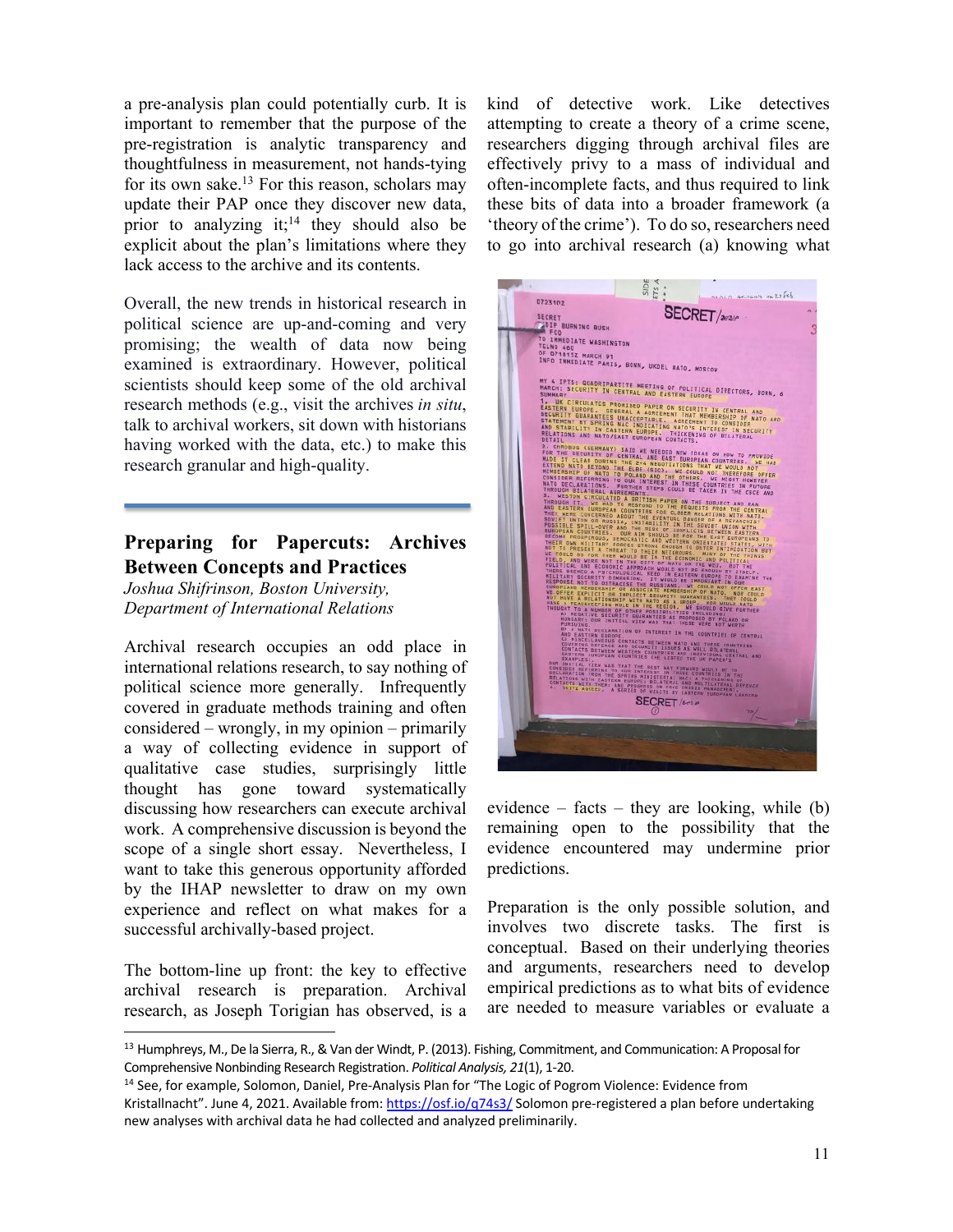a pre-analysis plan could potentially curb. It is important to remember that the purpose of the pre-registration is analytic transparency and thoughtfulness in measurement, not hands-tying for its own sake.[13] For this reason, scholars may update their PAP once they discover new data, prior to analyzing it;[14] they should also be explicit about the plan's limitations where they lack access to the archive and its contents.

Overall, the new trends in historical research in political science are up-and-coming and very promising; the wealth of data now being examined is extraordinary. However, political scientists should keep some of the old archival research methods (e.g., visit the archives *in situ*, talk to archival workers, sit down with historians having worked with the data, etc.) to make this research granular and high-quality.

## Preparing for Papercuts: Archives Between Concepts and Practices

*Joshua Shifrinson, Boston University, Department of International Relations*

Archival research occupies an odd place in international relations research, to say nothing of political science more generally. Infrequently covered in graduate methods training and often considered – wrongly, in my opinion – primarily a way of collecting evidence in support of qualitative case studies, surprisingly little thought has gone toward systematically discussing how researchers can execute archival work. A comprehensive discussion is beyond the scope of a single short essay. Nevertheless, I want to take this generous opportunity afforded by the IHAP newsletter to draw on my own experience and reflect on what makes for a successful archivally-based project.

The bottom-line up front: the key to effective archival research is preparation. Archival research, as Joseph Torigian has observed, is a kind of detective work. Like detectives attempting to create a theory of a crime scene, researchers digging through archival files are effectively privy to a mass of individual and often-incomplete facts, and thus required to link these bits of data into a broader framework (a 'theory of the crime'). To do so, researchers need to go into archival research (a) knowing what evidence – facts – they are looking, while (b) remaining open to the possibility that the evidence encountered may undermine prior predictions.

Preparation is the only possible solution, and involves two discrete tasks. The first is conceptual. Based on their underlying theories and arguments, researchers need to develop empirical predictions as to what bits of evidence are needed to measure variables or evaluate a

---

[13] Humphreys, M., De la Sierra, R., & Van der Windt, P. (2013). Fishing, Commitment, and Communication: A Proposal for Comprehensive Nonbinding Research Registration. *Political Analysis, 21*(1), 1-20.

[14] See, for example, Solomon, Daniel, Pre-Analysis Plan for "The Logic of Pogrom Violence: Evidence from Kristallnacht". June 4, 2021. Available from: https://osf.io/q74s3/ Solomon pre-registered a plan before undertaking new analyses with archival data he had collected and analyzed preliminarily.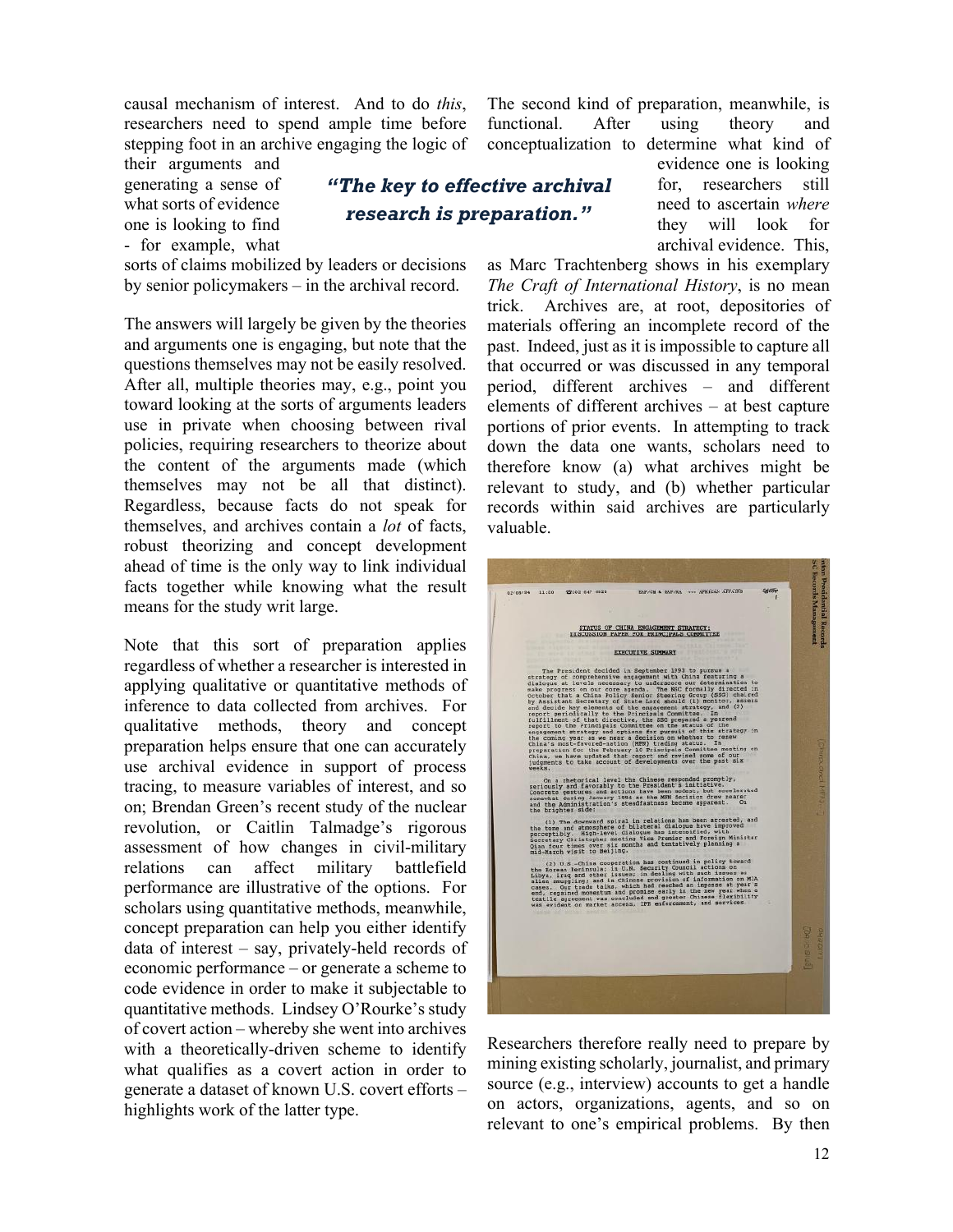causal mechanism of interest. And to do *this*, researchers need to spend ample time before stepping foot in an archive engaging the logic of their arguments and generating a sense of what sorts of evidence one is looking to find - for example, what sorts of claims mobilized by leaders or decisions by senior policymakers – in the archival record.

***"The key to effective archival research is preparation."***

The answers will largely be given by the theories and arguments one is engaging, but note that the questions themselves may not be easily resolved. After all, multiple theories may, e.g., point you toward looking at the sorts of arguments leaders use in private when choosing between rival policies, requiring researchers to theorize about the content of the arguments made (which themselves may not be all that distinct). Regardless, because facts do not speak for themselves, and archives contain a *lot* of facts, robust theorizing and concept development ahead of time is the only way to link individual facts together while knowing what the result means for the study writ large.

Note that this sort of preparation applies regardless of whether a researcher is interested in applying qualitative or quantitative methods of inference to data collected from archives. For qualitative methods, theory and concept preparation helps ensure that one can accurately use archival evidence in support of process tracing, to measure variables of interest, and so on; Brendan Green's recent study of the nuclear revolution, or Caitlin Talmadge's rigorous assessment of how changes in civil-military relations can affect military battlefield performance are illustrative of the options. For scholars using quantitative methods, meanwhile, concept preparation can help you either identify data of interest – say, privately-held records of economic performance – or generate a scheme to code evidence in order to make it subjectable to quantitative methods. Lindsey O'Rourke's study of covert action – whereby she went into archives with a theoretically-driven scheme to identify what qualifies as a covert action in order to generate a dataset of known U.S. covert efforts – highlights work of the latter type.

The second kind of preparation, meanwhile, is functional. After using theory and conceptualization to determine what kind of evidence one is looking for, researchers still need to ascertain *where* they will look for archival evidence. This, as Marc Trachtenberg shows in his exemplary *The Craft of International History*, is no mean trick. Archives are, at root, depositories of materials offering an incomplete record of the past. Indeed, just as it is impossible to capture all that occurred or was discussed in any temporal period, different archives – and different elements of different archives – at best capture portions of prior events. In attempting to track down the data one wants, scholars need to therefore know (a) what archives might be relevant to study, and (b) whether particular records within said archives are particularly valuable.

Researchers therefore really need to prepare by mining existing scholarly, journalist, and primary source (e.g., interview) accounts to get a handle on actors, organizations, agents, and so on relevant to one's empirical problems. By then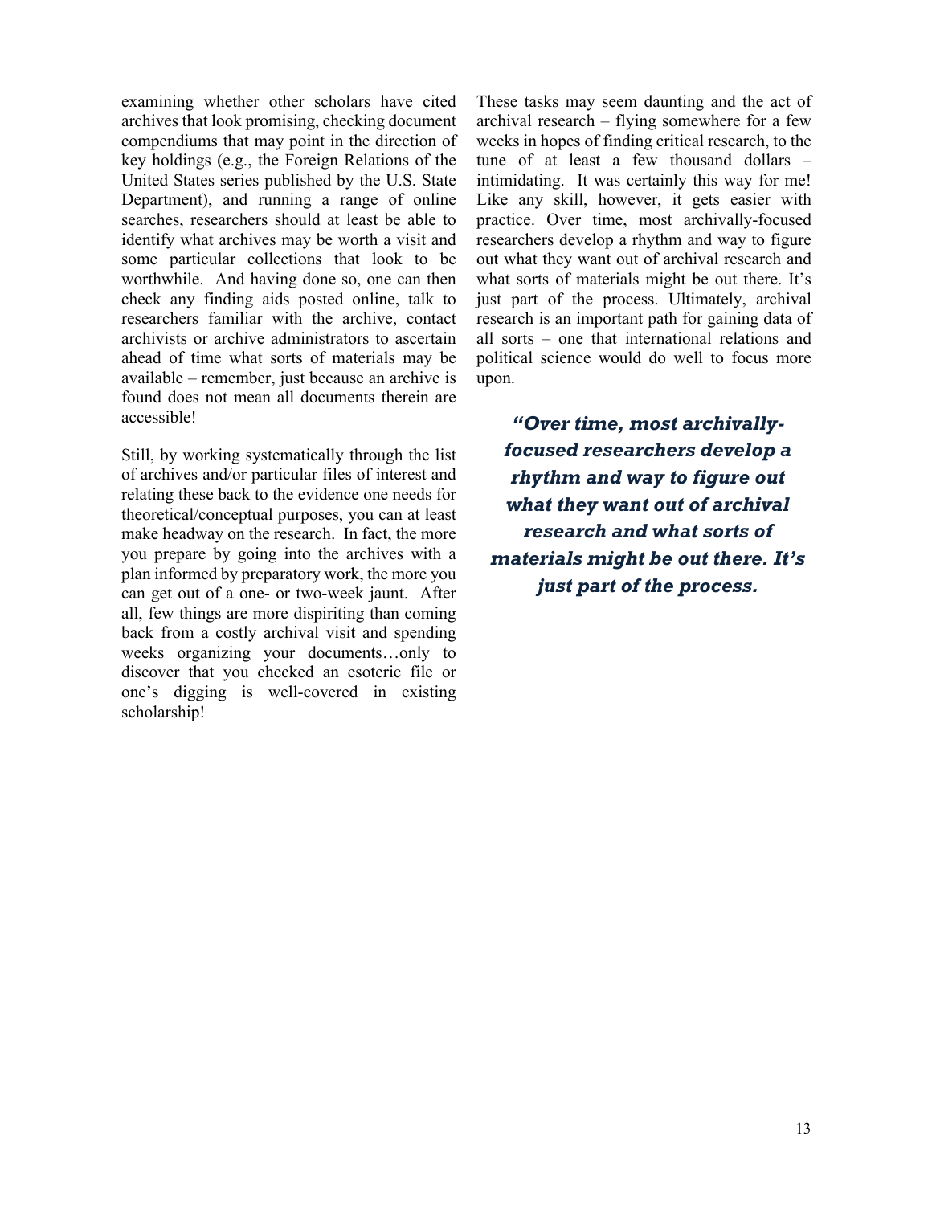examining whether other scholars have cited archives that look promising, checking document compendiums that may point in the direction of key holdings (e.g., the Foreign Relations of the United States series published by the U.S. State Department), and running a range of online searches, researchers should at least be able to identify what archives may be worth a visit and some particular collections that look to be worthwhile. And having done so, one can then check any finding aids posted online, talk to researchers familiar with the archive, contact archivists or archive administrators to ascertain ahead of time what sorts of materials may be available – remember, just because an archive is found does not mean all documents therein are accessible!

Still, by working systematically through the list of archives and/or particular files of interest and relating these back to the evidence one needs for theoretical/conceptual purposes, you can at least make headway on the research. In fact, the more you prepare by going into the archives with a plan informed by preparatory work, the more you can get out of a one- or two-week jaunt. After all, few things are more dispiriting than coming back from a costly archival visit and spending weeks organizing your documents…only to discover that you checked an esoteric file or one's digging is well-covered in existing scholarship!

These tasks may seem daunting and the act of archival research – flying somewhere for a few weeks in hopes of finding critical research, to the tune of at least a few thousand dollars – intimidating. It was certainly this way for me! Like any skill, however, it gets easier with practice. Over time, most archivally-focused researchers develop a rhythm and way to figure out what they want out of archival research and what sorts of materials might be out there. It's just part of the process. Ultimately, archival research is an important path for gaining data of all sorts – one that international relations and political science would do well to focus more upon.

> ***"Over time, most archivally-focused researchers develop a rhythm and way to figure out what they want out of archival research and what sorts of materials might be out there. It's just part of the process.***